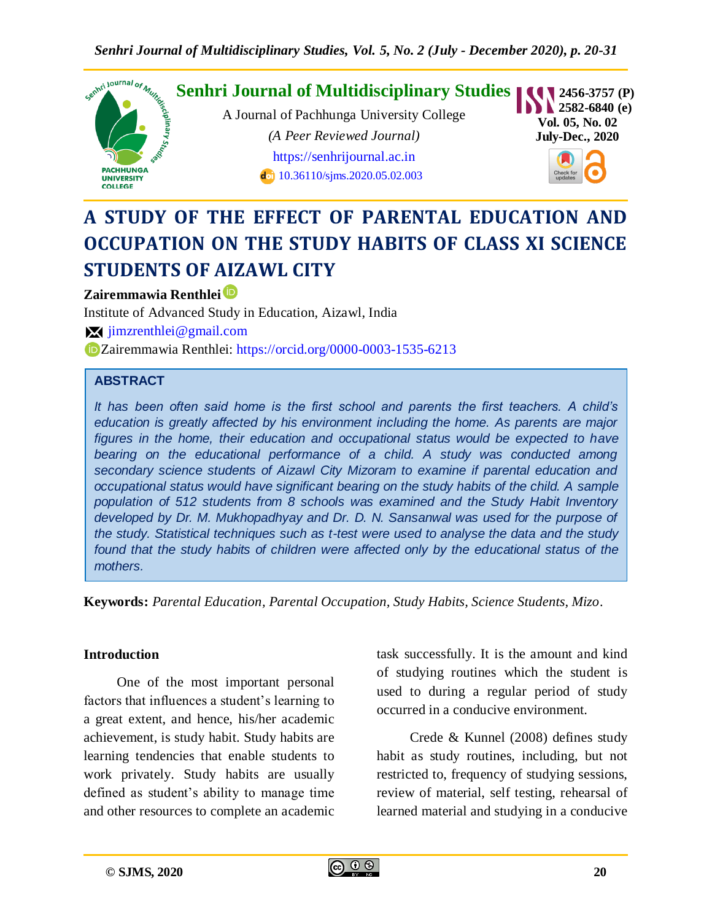Senhri Journal of Multidisciplinary Studies

A Journal of Pachhunga University College

*(A Peer Reviewed Journal)*

https://senhrijournal.ac.in

10.36110/sjms.2020.05.02.003

2456-3757 (P)
2582-6840 (e)
Vol. 05, No. 02
July-Dec., 2020

# A STUDY OF THE EFFECT OF PARENTAL EDUCATION AND OCCUPATION ON THE STUDY HABITS OF CLASS XI SCIENCE STUDENTS OF AIZAWL CITY

**Zairemmawia Renthlei**

Institute of Advanced Study in Education, Aizawl, India

jimzrenthlei@gmail.com

Zairemmawia Renthlei: https://orcid.org/0000-0003-1535-6213

## ABSTRACT

*It has been often said home is the first school and parents the first teachers. A child's education is greatly affected by his environment including the home. As parents are major figures in the home, their education and occupational status would be expected to have bearing on the educational performance of a child. A study was conducted among secondary science students of Aizawl City Mizoram to examine if parental education and occupational status would have significant bearing on the study habits of the child. A sample population of 512 students from 8 schools was examined and the Study Habit Inventory developed by Dr. M. Mukhopadhyay and Dr. D. N. Sansanwal was used for the purpose of the study. Statistical techniques such as t-test were used to analyse the data and the study found that the study habits of children were affected only by the educational status of the mothers.*

**Keywords:** *Parental Education, Parental Occupation, Study Habits, Science Students, Mizo.*

## Introduction

One of the most important personal factors that influences a student's learning to a great extent, and hence, his/her academic achievement, is study habit. Study habits are learning tendencies that enable students to work privately. Study habits are usually defined as student's ability to manage time and other resources to complete an academic task successfully. It is the amount and kind of studying routines which the student is used to during a regular period of study occurred in a conducive environment.

Crede & Kunnel (2008) defines study habit as study routines, including, but not restricted to, frequency of studying sessions, review of material, self testing, rehearsal of learned material and studying in a conducive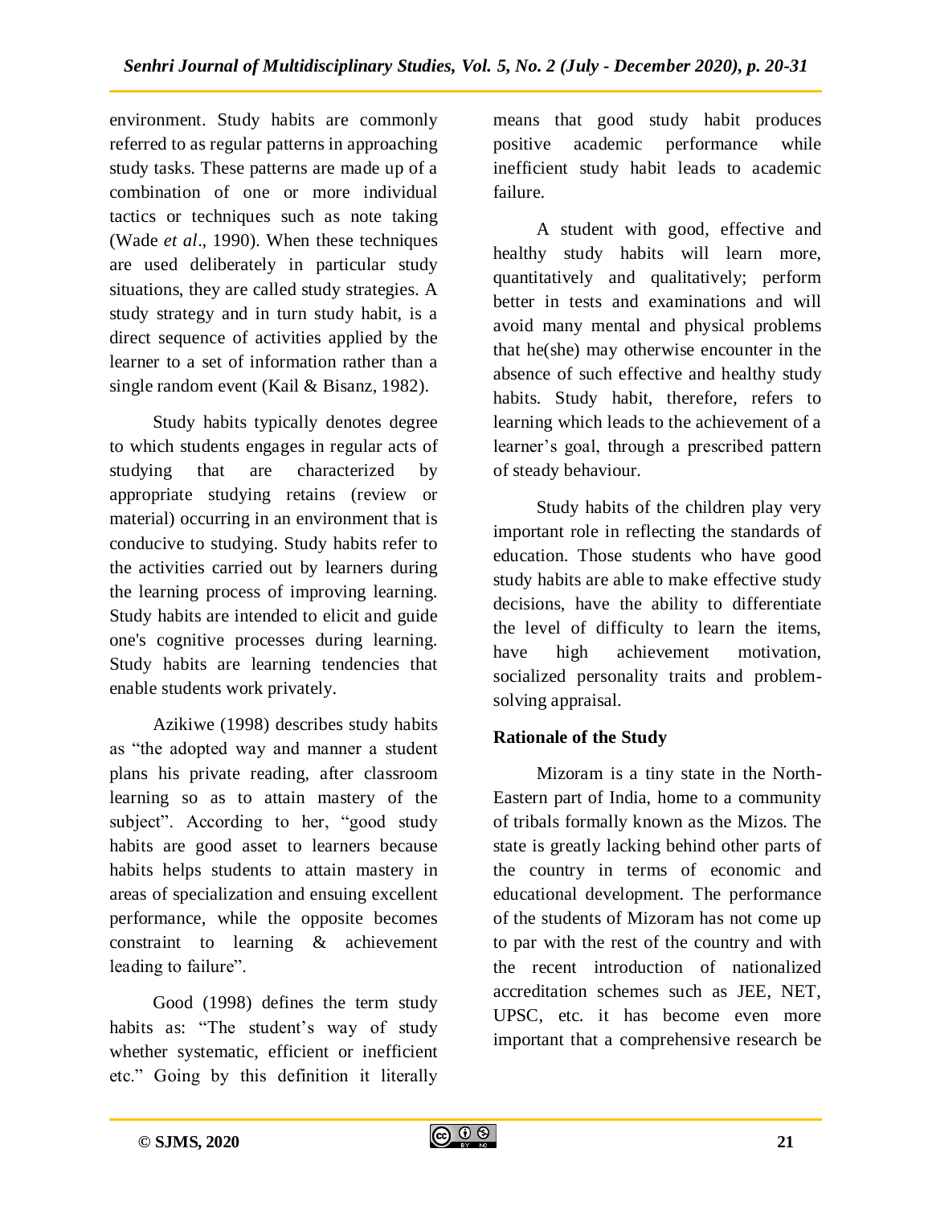environment. Study habits are commonly referred to as regular patterns in approaching study tasks. These patterns are made up of a combination of one or more individual tactics or techniques such as note taking (Wade *et al*., 1990). When these techniques are used deliberately in particular study situations, they are called study strategies. A study strategy and in turn study habit, is a direct sequence of activities applied by the learner to a set of information rather than a single random event (Kail & Bisanz, 1982).

Study habits typically denotes degree to which students engages in regular acts of studying that are characterized by appropriate studying retains (review or material) occurring in an environment that is conducive to studying. Study habits refer to the activities carried out by learners during the learning process of improving learning. Study habits are intended to elicit and guide one's cognitive processes during learning. Study habits are learning tendencies that enable students work privately.

Azikiwe (1998) describes study habits as "the adopted way and manner a student plans his private reading, after classroom learning so as to attain mastery of the subject". According to her, "good study habits are good asset to learners because habits helps students to attain mastery in areas of specialization and ensuing excellent performance, while the opposite becomes constraint to learning & achievement leading to failure".

Good (1998) defines the term study habits as: "The student's way of study whether systematic, efficient or inefficient etc." Going by this definition it literally means that good study habit produces positive academic performance while inefficient study habit leads to academic failure.

A student with good, effective and healthy study habits will learn more, quantitatively and qualitatively; perform better in tests and examinations and will avoid many mental and physical problems that he(she) may otherwise encounter in the absence of such effective and healthy study habits. Study habit, therefore, refers to learning which leads to the achievement of a learner's goal, through a prescribed pattern of steady behaviour.

Study habits of the children play very important role in reflecting the standards of education. Those students who have good study habits are able to make effective study decisions, have the ability to differentiate the level of difficulty to learn the items, have high achievement motivation, socialized personality traits and problem-solving appraisal.

**Rationale of the Study**

Mizoram is a tiny state in the North-Eastern part of India, home to a community of tribals formally known as the Mizos. The state is greatly lacking behind other parts of the country in terms of economic and educational development. The performance of the students of Mizoram has not come up to par with the rest of the country and with the recent introduction of nationalized accreditation schemes such as JEE, NET, UPSC, etc. it has become even more important that a comprehensive research be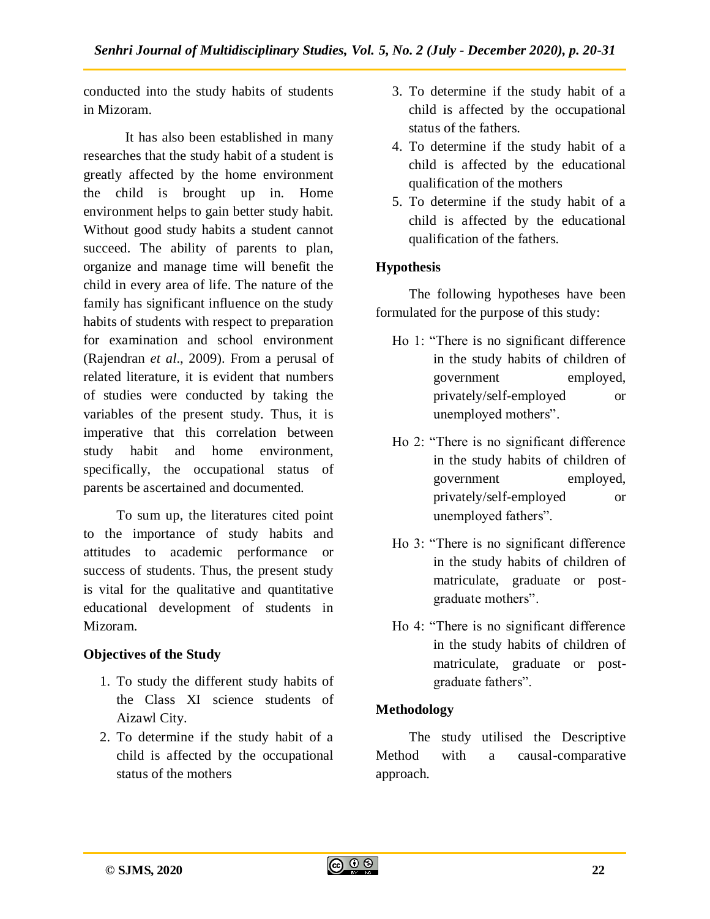conducted into the study habits of students in Mizoram.

It has also been established in many researches that the study habit of a student is greatly affected by the home environment the child is brought up in. Home environment helps to gain better study habit. Without good study habits a student cannot succeed. The ability of parents to plan, organize and manage time will benefit the child in every area of life. The nature of the family has significant influence on the study habits of students with respect to preparation for examination and school environment (Rajendran *et al*., 2009). From a perusal of related literature, it is evident that numbers of studies were conducted by taking the variables of the present study. Thus, it is imperative that this correlation between study habit and home environment, specifically, the occupational status of parents be ascertained and documented.

To sum up, the literatures cited point to the importance of study habits and attitudes to academic performance or success of students. Thus, the present study is vital for the qualitative and quantitative educational development of students in Mizoram.

### Objectives of the Study

1. To study the different study habits of the Class XI science students of Aizawl City.
2. To determine if the study habit of a child is affected by the occupational status of the mothers
3. To determine if the study habit of a child is affected by the occupational status of the fathers.
4. To determine if the study habit of a child is affected by the educational qualification of the mothers
5. To determine if the study habit of a child is affected by the educational qualification of the fathers.

### Hypothesis

The following hypotheses have been formulated for the purpose of this study:

Ho 1: "There is no significant difference in the study habits of children of government employed, privately/self-employed or unemployed mothers".

Ho 2: "There is no significant difference in the study habits of children of government employed, privately/self-employed or unemployed fathers".

Ho 3: "There is no significant difference in the study habits of children of matriculate, graduate or post-graduate mothers".

Ho 4: "There is no significant difference in the study habits of children of matriculate, graduate or post-graduate fathers".

### Methodology

The study utilised the Descriptive Method with a causal-comparative approach.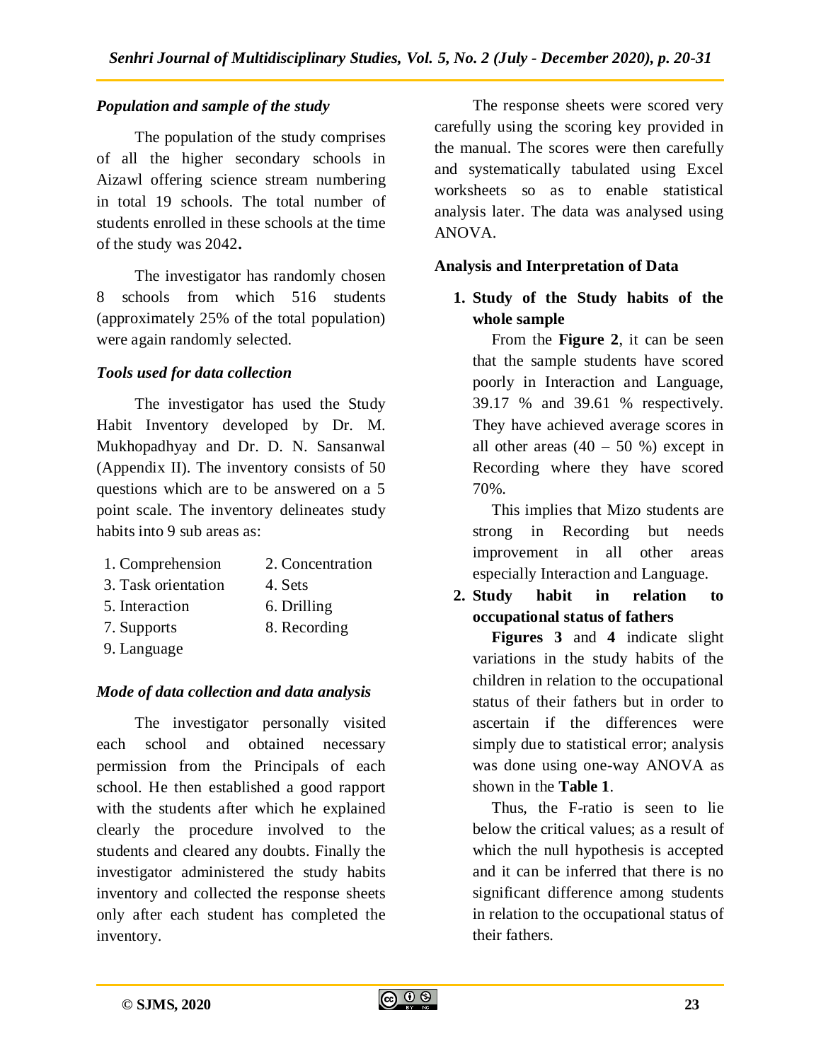### *Population and sample of the study*

The population of the study comprises of all the higher secondary schools in Aizawl offering science stream numbering in total 19 schools. The total number of students enrolled in these schools at the time of the study was 2042**.**

The investigator has randomly chosen 8 schools from which 516 students (approximately 25% of the total population) were again randomly selected.

### *Tools used for data collection*

The investigator has used the Study Habit Inventory developed by Dr. M. Mukhopadhyay and Dr. D. N. Sansanwal (Appendix II). The inventory consists of 50 questions which are to be answered on a 5 point scale. The inventory delineates study habits into 9 sub areas as:

1. Comprehension
2. Concentration
3. Task orientation
4. Sets
5. Interaction
6. Drilling
7. Supports
8. Recording
9. Language

### *Mode of data collection and data analysis*

The investigator personally visited each school and obtained necessary permission from the Principals of each school. He then established a good rapport with the students after which he explained clearly the procedure involved to the students and cleared any doubts. Finally the investigator administered the study habits inventory and collected the response sheets only after each student has completed the inventory.

The response sheets were scored very carefully using the scoring key provided in the manual. The scores were then carefully and systematically tabulated using Excel worksheets so as to enable statistical analysis later. The data was analysed using ANOVA.

### **Analysis and Interpretation of Data**

1. **Study of the Study habits of the whole sample**

   From the **Figure 2**, it can be seen that the sample students have scored poorly in Interaction and Language, 39.17 % and 39.61 % respectively. They have achieved average scores in all other areas (40 – 50 %) except in Recording where they have scored 70%.

   This implies that Mizo students are strong in Recording but needs improvement in all other areas especially Interaction and Language.

2. **Study habit in relation to occupational status of fathers**

   **Figures 3** and **4** indicate slight variations in the study habits of the children in relation to the occupational status of their fathers but in order to ascertain if the differences were simply due to statistical error; analysis was done using one-way ANOVA as shown in the **Table 1**.

   Thus, the F-ratio is seen to lie below the critical values; as a result of which the null hypothesis is accepted and it can be inferred that there is no significant difference among students in relation to the occupational status of their fathers.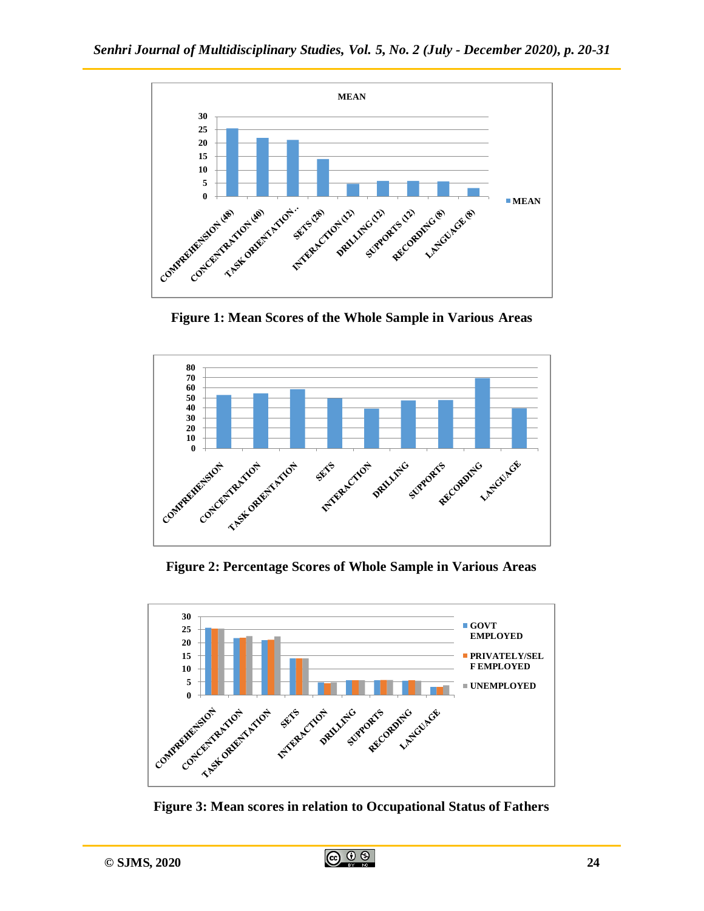Figure 1: Mean Scores of the Whole Sample in Various Areas

Figure 2: Percentage Scores of Whole Sample in Various Areas

Figure 3: Mean scores in relation to Occupational Status of Fathers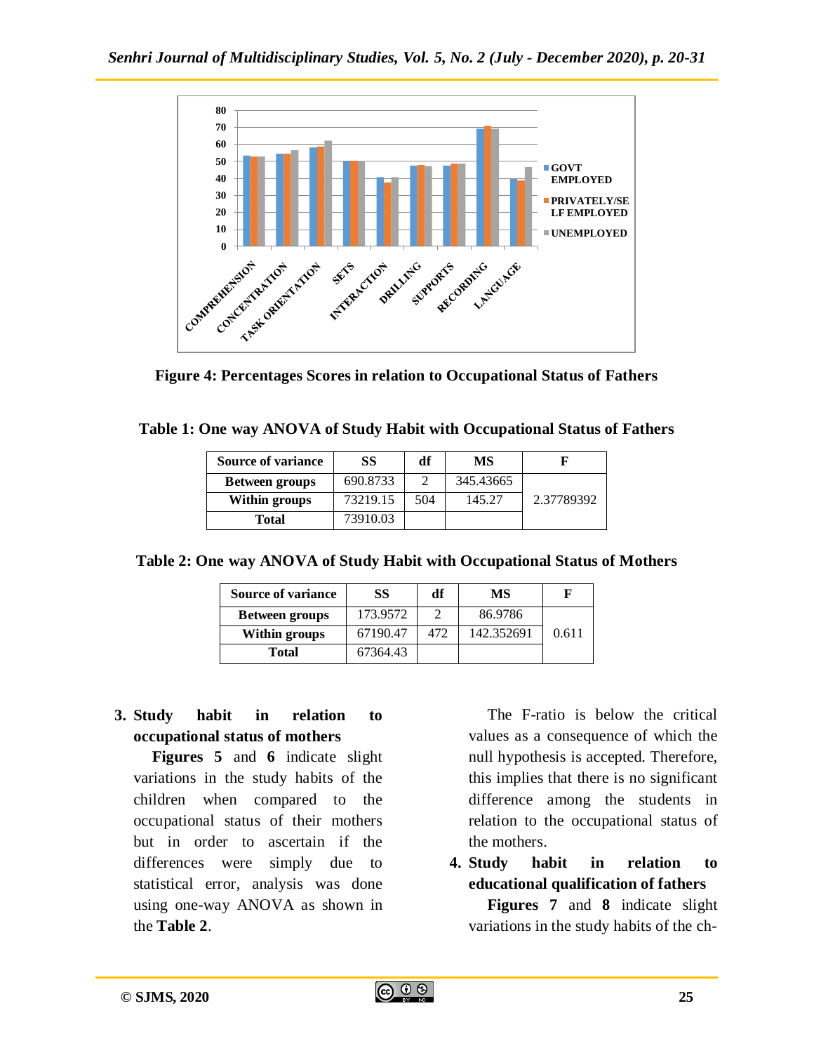Figure 4: Percentages Scores in relation to Occupational Status of Fathers

**Table 1: One way ANOVA of Study Habit with Occupational Status of Fathers**

| Source of variance | SS | df | MS | F |
|---|---|---|---|---|
| Between groups | 690.8733 | 2 | 345.43665 | 2.37789392 |
| Within groups | 73219.15 | 504 | 145.27 | |
| Total | 73910.03 | | | |

**Table 2: One way ANOVA of Study Habit with Occupational Status of Mothers**

| Source of variance | SS | df | MS | F |
|---|---|---|---|---|
| Between groups | 173.9572 | 2 | 86.9786 | 0.611 |
| Within groups | 67190.47 | 472 | 142.352691 | |
| Total | 67364.43 | | | |

**3. Study habit in relation to occupational status of mothers**

**Figures 5** and **6** indicate slight variations in the study habits of the children when compared to the occupational status of their mothers but in order to ascertain if the differences were simply due to statistical error, analysis was done using one-way ANOVA as shown in the **Table 2**.

The F-ratio is below the critical values as a consequence of which the null hypothesis is accepted. Therefore, this implies that there is no significant difference among the students in relation to the occupational status of the mothers.

**4. Study habit in relation to educational qualification of fathers**

**Figures 7** and **8** indicate slight variations in the study habits of the ch-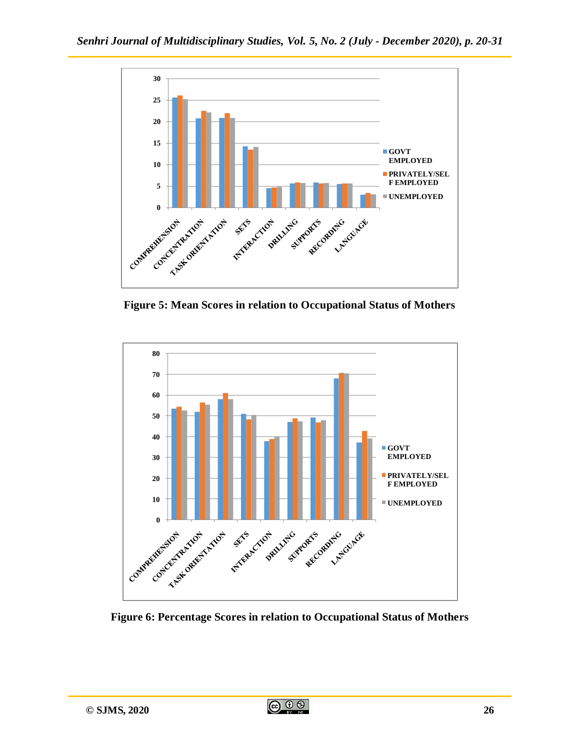Figure 5: Mean Scores in relation to Occupational Status of Mothers

Figure 6: Percentage Scores in relation to Occupational Status of Mothers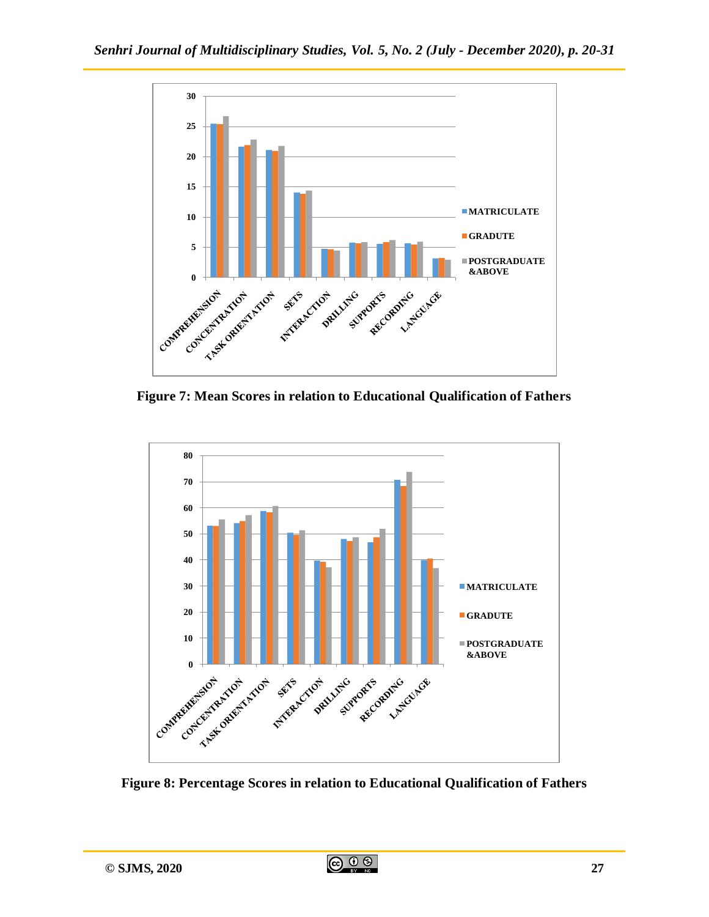Figure 7: Mean Scores in relation to Educational Qualification of Fathers

Figure 8: Percentage Scores in relation to Educational Qualification of Fathers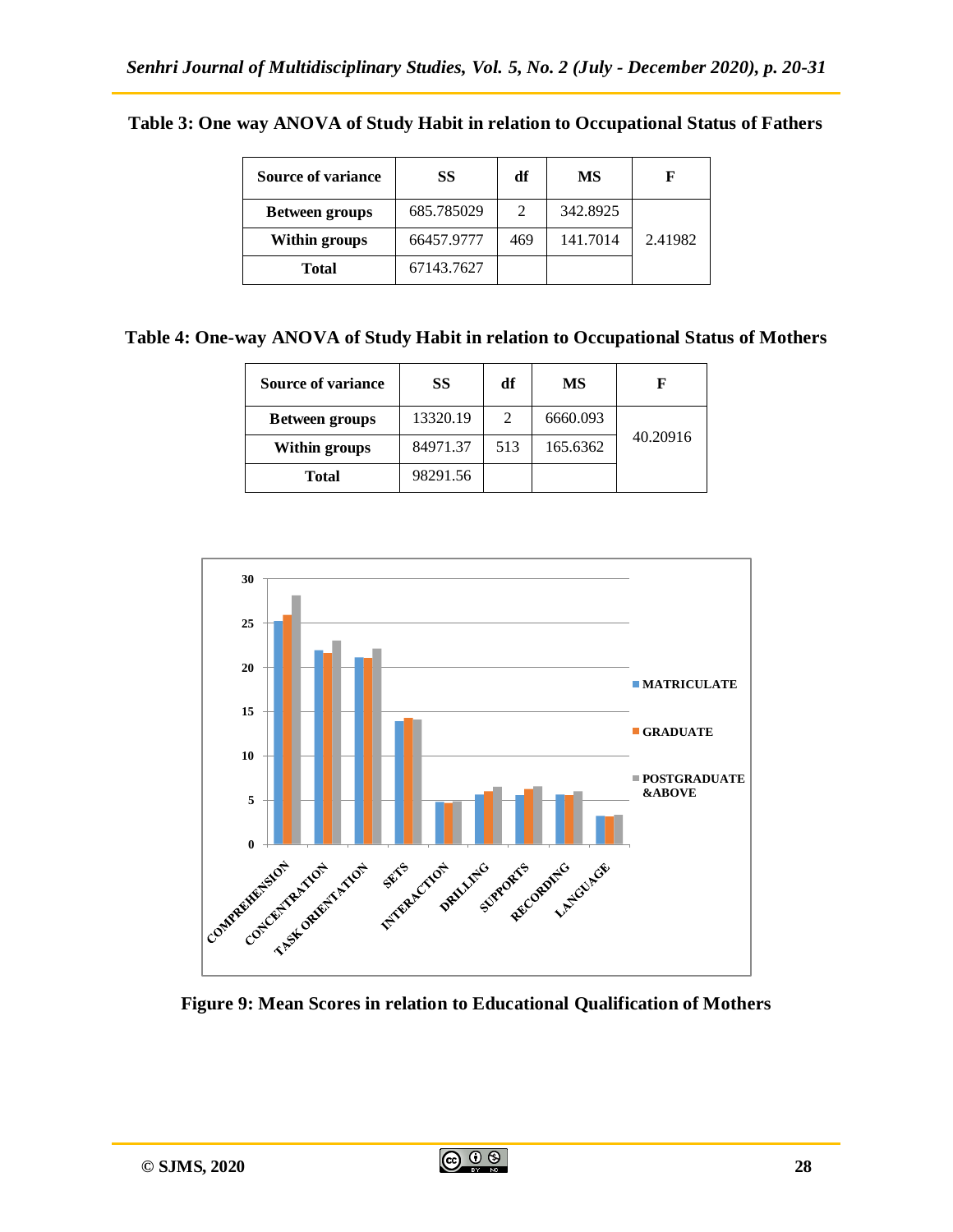**Table 3: One way ANOVA of Study Habit in relation to Occupational Status of Fathers**

| Source of variance | SS | df | MS | F |
|---|---|---|---|---|
| Between groups | 685.785029 | 2 | 342.8925 | 2.41982 |
| Within groups | 66457.9777 | 469 | 141.7014 | |
| Total | 67143.7627 | | | |

**Table 4: One-way ANOVA of Study Habit in relation to Occupational Status of Mothers**

| Source of variance | SS | df | MS | F |
|---|---|---|---|---|
| Between groups | 13320.19 | 2 | 6660.093 | 40.20916 |
| Within groups | 84971.37 | 513 | 165.6362 | |
| Total | 98291.56 | | | |

**Figure 9: Mean Scores in relation to Educational Qualification of Mothers**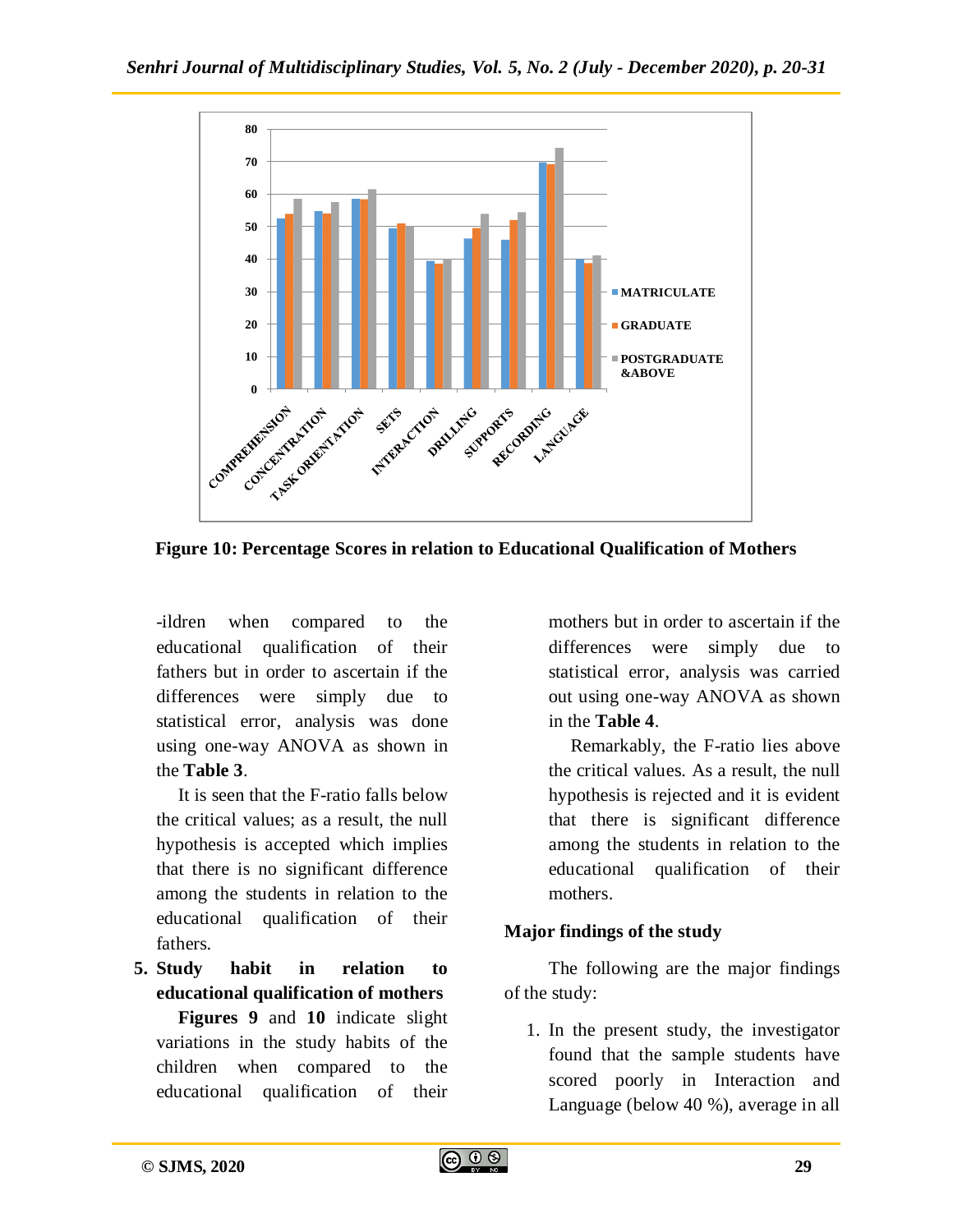Figure 10: Percentage Scores in relation to Educational Qualification of Mothers

-ildren when compared to the educational qualification of their fathers but in order to ascertain if the differences were simply due to statistical error, analysis was done using one-way ANOVA as shown in the **Table 3**.

It is seen that the F-ratio falls below the critical values; as a result, the null hypothesis is accepted which implies that there is no significant difference among the students in relation to the educational qualification of their fathers.

**5. Study habit in relation to educational qualification of mothers**

**Figures 9** and **10** indicate slight variations in the study habits of the children when compared to the educational qualification of their mothers but in order to ascertain if the differences were simply due to statistical error, analysis was carried out using one-way ANOVA as shown in the **Table 4**.

Remarkably, the F-ratio lies above the critical values. As a result, the null hypothesis is rejected and it is evident that there is significant difference among the students in relation to the educational qualification of their mothers.

### Major findings of the study

The following are the major findings of the study:

1. In the present study, the investigator found that the sample students have scored poorly in Interaction and Language (below 40 %), average in all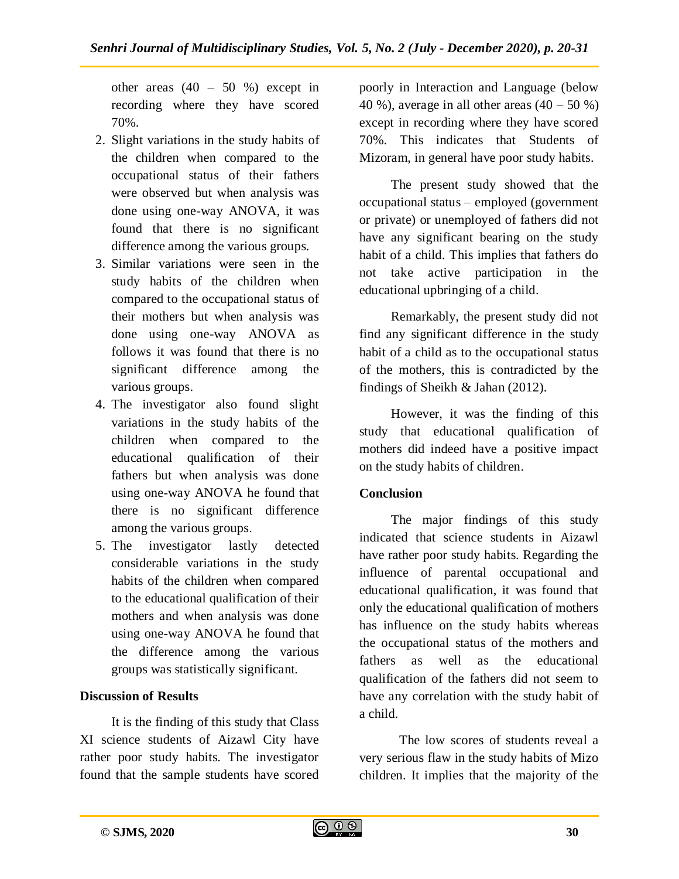other areas (40 – 50 %) except in recording where they have scored 70%.

2. Slight variations in the study habits of the children when compared to the occupational status of their fathers were observed but when analysis was done using one-way ANOVA, it was found that there is no significant difference among the various groups.
3. Similar variations were seen in the study habits of the children when compared to the occupational status of their mothers but when analysis was done using one-way ANOVA as follows it was found that there is no significant difference among the various groups.
4. The investigator also found slight variations in the study habits of the children when compared to the educational qualification of their fathers but when analysis was done using one-way ANOVA he found that there is no significant difference among the various groups.
5. The investigator lastly detected considerable variations in the study habits of the children when compared to the educational qualification of their mothers and when analysis was done using one-way ANOVA he found that the difference among the various groups was statistically significant.

## Discussion of Results

It is the finding of this study that Class XI science students of Aizawl City have rather poor study habits. The investigator found that the sample students have scored poorly in Interaction and Language (below 40 %), average in all other areas (40 – 50 %) except in recording where they have scored 70%. This indicates that Students of Mizoram, in general have poor study habits.

The present study showed that the occupational status – employed (government or private) or unemployed of fathers did not have any significant bearing on the study habit of a child. This implies that fathers do not take active participation in the educational upbringing of a child.

Remarkably, the present study did not find any significant difference in the study habit of a child as to the occupational status of the mothers, this is contradicted by the findings of Sheikh & Jahan (2012).

However, it was the finding of this study that educational qualification of mothers did indeed have a positive impact on the study habits of children.

## Conclusion

The major findings of this study indicated that science students in Aizawl have rather poor study habits. Regarding the influence of parental occupational and educational qualification, it was found that only the educational qualification of mothers has influence on the study habits whereas the occupational status of the mothers and fathers as well as the educational qualification of the fathers did not seem to have any correlation with the study habit of a child.

The low scores of students reveal a very serious flaw in the study habits of Mizo children. It implies that the majority of the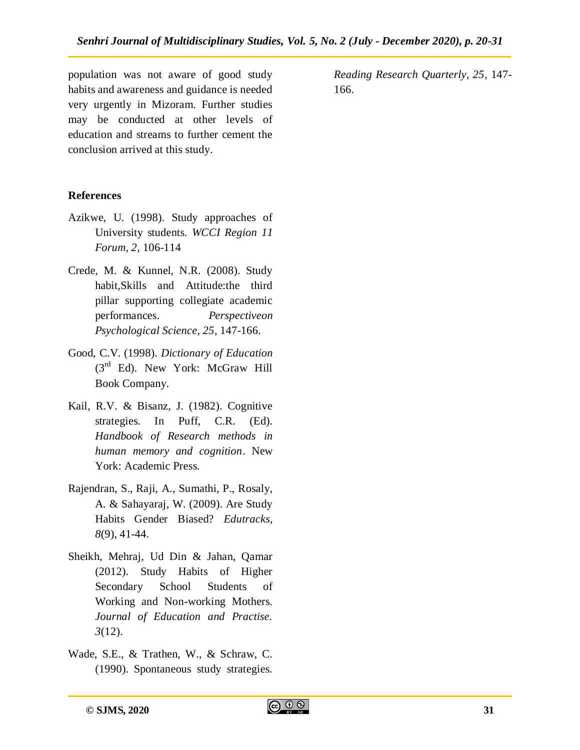population was not aware of good study habits and awareness and guidance is needed very urgently in Mizoram. Further studies may be conducted at other levels of education and streams to further cement the conclusion arrived at this study.

## References

Azikwe, U. (1998). Study approaches of University students. *WCCI Region 11 Forum, 2*, 106-114

Crede, M. & Kunnel, N.R. (2008). Study habit,Skills and Attitude:the third pillar supporting collegiate academic performances. *Perspectiveon Psychological Science, 25*, 147-166.

Good, C.V. (1998). *Dictionary of Education* (3rd Ed). New York: McGraw Hill Book Company.

Kail, R.V. & Bisanz, J. (1982). Cognitive strategies. In Puff, C.R. (Ed). *Handbook of Research methods in human memory and cognition*. New York: Academic Press.

Rajendran, S., Raji, A., Sumathi, P., Rosaly, A. & Sahayaraj, W. (2009). Are Study Habits Gender Biased? *Edutracks, 8*(9), 41-44.

Sheikh, Mehraj, Ud Din & Jahan, Qamar (2012). Study Habits of Higher Secondary School Students of Working and Non-working Mothers. *Journal of Education and Practise. 3*(12).

Wade, S.E., & Trathen, W., & Schraw, C. (1990). Spontaneous study strategies. *Reading Research Quarterly, 25*, 147-166.